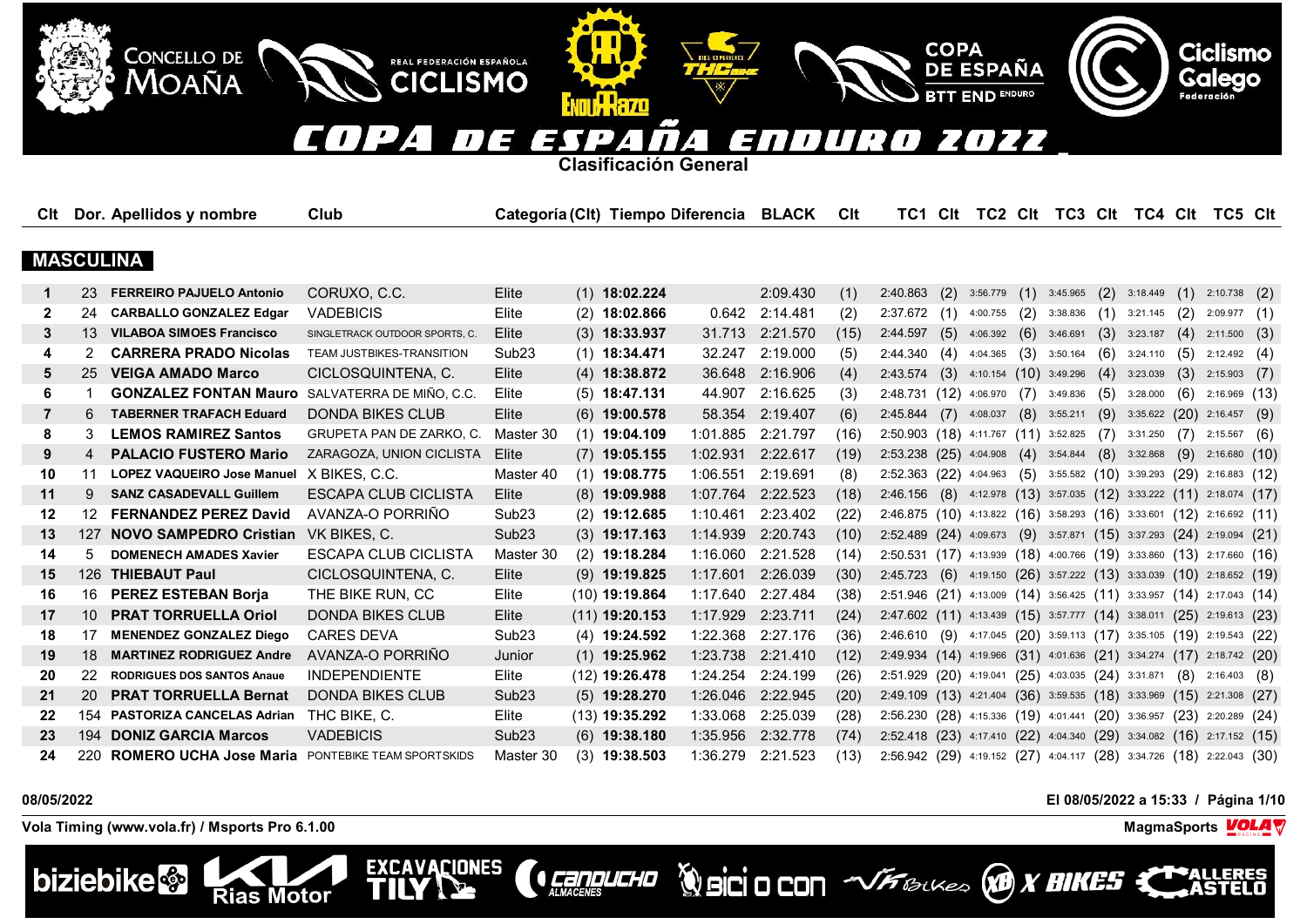# COPA DE ESPAÑA ENDURO 2022

## Clasificación General

### MASCULINA

| Clt | Dor. | Apellidos y nombre | Club | Categoría | (Clt) | Tiempo | Diferencia | BLACK | Clt | TC1 | Clt | TC2 | Clt | TC3 | Clt | TC4 | Clt | TC5 | Clt |
|---|---|---|---|---|---|---|---|---|---|---|---|---|---|---|---|---|---|---|---|
| 1 | 23 | FERREIRO PAJUELO Antonio | CORUXO, C.C. | Elite | (1) | 18:02.224 | | 2:09.430 | (1) | 2:40.863 | (2) | 3:56.779 | (1) | 3:45.965 | (2) | 3:18.449 | (1) | 2:10.738 | (2) |
| 2 | 24 | CARBALLO GONZALEZ Edgar | VADEBICIS | Elite | (2) | 18:02.866 | 0.642 | 2:14.481 | (2) | 2:37.672 | (1) | 4:00.755 | (2) | 3:38.836 | (1) | 3:21.145 | (2) | 2:09.977 | (1) |
| 3 | 13 | VILABOA SIMOES Francisco | SINGLETRACK OUTDOOR SPORTS, C. | Elite | (3) | 18:33.937 | 31.713 | 2:21.570 | (15) | 2:44.597 | (5) | 4:06.392 | (6) | 3:46.691 | (3) | 3:23.187 | (4) | 2:11.500 | (3) |
| 4 | 2 | CARRERA PRADO Nicolas | TEAM JUSTBIKES-TRANSITION | Sub23 | (1) | 18:34.471 | 32.247 | 2:19.000 | (5) | 2:44.340 | (4) | 4:04.365 | (3) | 3:50.164 | (6) | 3:24.110 | (5) | 2:12.492 | (4) |
| 5 | 25 | VEIGA AMADO Marco | CICLOSQUINTENA, C. | Elite | (4) | 18:38.872 | 36.648 | 2:16.906 | (4) | 2:43.574 | (3) | 4:10.154 | (10) | 3:49.296 | (4) | 3:23.039 | (3) | 2:15.903 | (7) |
| 6 | 1 | GONZALEZ FONTAN Mauro | SALVATERRA DE MIÑO, C.C. | Elite | (5) | 18:47.131 | 44.907 | 2:16.625 | (3) | 2:48.731 | (12) | 4:06.970 | (7) | 3:49.836 | (5) | 3:28.000 | (6) | 2:16.969 | (13) |
| 7 | 6 | TABERNER TRAFACH Eduard | DONDA BIKES CLUB | Elite | (6) | 19:00.578 | 58.354 | 2:19.407 | (6) | 2:45.844 | (7) | 4:08.037 | (8) | 3:55.211 | (9) | 3:35.622 | (20) | 2:16.457 | (9) |
| 8 | 3 | LEMOS RAMIREZ Santos | GRUPETA PAN DE ZARKO, C. | Master 30 | (1) | 19:04.109 | 1:01.885 | 2:21.797 | (16) | 2:50.903 | (18) | 4:11.767 | (11) | 3:52.825 | (7) | 3:31.250 | (7) | 2:15.567 | (6) |
| 9 | 4 | PALACIO FUSTERO Mario | ZARAGOZA, UNION CICLISTA | Elite | (7) | 19:05.155 | 1:02.931 | 2:22.617 | (19) | 2:53.238 | (25) | 4:04.908 | (4) | 3:54.844 | (8) | 3:32.868 | (9) | 2:16.680 | (10) |
| 10 | 11 | LOPEZ VAQUEIRO Jose Manuel | X BIKES, C.C. | Master 40 | (1) | 19:08.775 | 1:06.551 | 2:19.691 | (8) | 2:52.363 | (22) | 4:04.963 | (5) | 3:55.582 | (10) | 3:39.293 | (29) | 2:16.883 | (12) |
| 11 | 9 | SANZ CASADEVALL Guillem | ESCAPA CLUB CICLISTA | Elite | (8) | 19:09.988 | 1:07.764 | 2:22.523 | (18) | 2:46.156 | (8) | 4:12.978 | (13) | 3:57.035 | (12) | 3:33.222 | (11) | 2:18.074 | (17) |
| 12 | 12 | FERNANDEZ PEREZ David | AVANZA-O PORRIÑO | Sub23 | (2) | 19:12.685 | 1:10.461 | 2:23.402 | (22) | 2:46.875 | (10) | 4:13.822 | (16) | 3:58.293 | (16) | 3:33.601 | (12) | 2:16.692 | (11) |
| 13 | 127 | NOVO SAMPEDRO Cristian | VK BIKES, C. | Sub23 | (3) | 19:17.163 | 1:14.939 | 2:20.743 | (10) | 2:52.489 | (24) | 4:09.673 | (9) | 3:57.871 | (15) | 3:37.293 | (24) | 2:19.094 | (21) |
| 14 | 5 | DOMENECH AMADES Xavier | ESCAPA CLUB CICLISTA | Master 30 | (2) | 19:18.284 | 1:16.060 | 2:21.528 | (14) | 2:50.531 | (17) | 4:13.939 | (18) | 4:00.766 | (19) | 3:33.860 | (13) | 2:17.660 | (16) |
| 15 | 126 | THIEBAUT Paul | CICLOSQUINTENA, C. | Elite | (9) | 19:19.825 | 1:17.601 | 2:26.039 | (30) | 2:45.723 | (6) | 4:19.150 | (26) | 3:57.222 | (13) | 3:33.039 | (10) | 2:18.652 | (19) |
| 16 | 16 | PEREZ ESTEBAN Borja | THE BIKE RUN, CC | Elite | (10) | 19:19.864 | 1:17.640 | 2:27.484 | (38) | 2:51.946 | (21) | 4:13.009 | (14) | 3:56.425 | (11) | 3:33.957 | (14) | 2:17.043 | (14) |
| 17 | 10 | PRAT TORRUELLA Oriol | DONDA BIKES CLUB | Elite | (11) | 19:20.153 | 1:17.929 | 2:23.711 | (24) | 2:47.602 | (11) | 4:13.439 | (15) | 3:57.777 | (14) | 3:38.011 | (25) | 2:19.613 | (23) |
| 18 | 17 | MENENDEZ GONZALEZ Diego | CARES DEVA | Sub23 | (4) | 19:24.592 | 1:22.368 | 2:27.176 | (36) | 2:46.610 | (9) | 4:17.045 | (20) | 3:59.113 | (17) | 3:35.105 | (19) | 2:19.543 | (22) |
| 19 | 18 | MARTINEZ RODRIGUEZ Andre | AVANZA-O PORRIÑO | Junior | (1) | 19:25.962 | 1:23.738 | 2:21.410 | (12) | 2:49.934 | (14) | 4:19.966 | (31) | 4:01.636 | (21) | 3:34.274 | (17) | 2:18.742 | (20) |
| 20 | 22 | RODRIGUES DOS SANTOS Anaue | INDEPENDIENTE | Elite | (12) | 19:26.478 | 1:24.254 | 2:24.199 | (26) | 2:51.929 | (20) | 4:19.041 | (25) | 4:03.035 | (24) | 3:31.871 | (8) | 2:16.403 | (8) |
| 21 | 20 | PRAT TORRUELLA Bernat | DONDA BIKES CLUB | Sub23 | (5) | 19:28.270 | 1:26.046 | 2:22.945 | (20) | 2:49.109 | (13) | 4:21.404 | (36) | 3:59.535 | (18) | 3:33.969 | (15) | 2:21.308 | (27) |
| 22 | 154 | PASTORIZA CANCELAS Adrian | THC BIKE, C. | Elite | (13) | 19:35.292 | 1:33.068 | 2:25.039 | (28) | 2:56.230 | (28) | 4:15.336 | (19) | 4:01.441 | (20) | 3:36.957 | (23) | 2:20.289 | (24) |
| 23 | 194 | DONIZ GARCIA Marcos | VADEBICIS | Sub23 | (6) | 19:38.180 | 1:35.956 | 2:32.778 | (74) | 2:52.418 | (23) | 4:17.410 | (22) | 4:04.340 | (29) | 3:34.082 | (16) | 2:17.152 | (15) |
| 24 | 220 | ROMERO UCHA Jose Maria | PONTEBIKE TEAM SPORTSKIDS | Master 30 | (3) | 19:38.503 | 1:36.279 | 2:21.523 | (13) | 2:56.942 | (29) | 4:19.152 | (27) | 4:04.117 | (28) | 3:34.726 | (18) | 2:22.043 | (30) |

08/05/2022

El 08/05/2022 a 15:33

Vola Timing (www.vola.fr) / Msports Pro 6.1.00

MagmaSports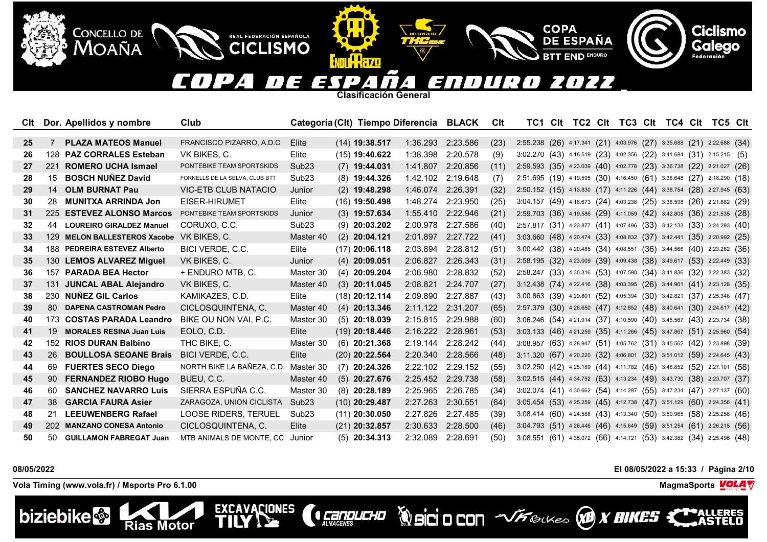# COPA DE ESPAÑA ENDURO 2022

**Clasificación General**

| Clt | Dor. | Apellidos y nombre | Club | Categoría (Clt) | Tiempo | Diferencia | BLACK | Clt | TC1 | Clt | TC2 | Clt | TC3 | Clt | TC4 | Clt | TC5 | Clt |
|---|---|---|---|---|---|---|---|---|---|---|---|---|---|---|---|---|---|---|
| 25 | 7 | **PLAZA MATEOS Manuel** | FRANCISCO PIZARRO, A.D.C | Elite | (14) **19:38.517** | 1:36.293 | 2:23.586 | (23) | 2:55.238 | (26) | 4:17.341 | (21) | 4:03.976 | (27) | 3:35.688 | (21) | 2:22.688 | (34) |
| 26 | 128 | **PAZ CORRALES Esteban** | VK BIKES, C. | Elite | (15) **19:40.622** | 1:38.398 | 2:20.578 | (9) | 3:02.270 | (43) | 4:18.519 | (23) | 4:02.356 | (22) | 3:41.684 | (31) | 2:15.215 | (5) |
| 27 | 221 | **ROMERO UCHA Ismael** | PONTEBIKE TEAM SPORTSKIDS | Sub23 | (7) **19:44.031** | 1:41.807 | 2:20.856 | (11) | 2:59.593 | (35) | 4:23.039 | (40) | 4:02.778 | (23) | 3:36.738 | (22) | 2:21.027 | (26) |
| 28 | 15 | **BOSCH NUÑEZ David** | FORNELLS DE LA SELVA, CLUB BTT | Sub23 | (8) **19:44.326** | 1:42.102 | 2:19.648 | (7) | 2:51.695 | (19) | 4:19.595 | (30) | 4:16.450 | (61) | 3:38.648 | (27) | 2:18.290 | (18) |
| 29 | 14 | **OLM BURNAT Pau** | VIC-ETB CLUB NATACIO | Junior | (2) **19:48.298** | 1:46.074 | 2:26.391 | (32) | 2:50.152 | (15) | 4:13.830 | (17) | 4:11.226 | (44) | 3:38.754 | (28) | 2:27.945 | (63) |
| 30 | 28 | **MUNITXA ARRINDA Jon** | EISER-HIRUMET | Elite | (16) **19:50.498** | 1:48.274 | 2:23.950 | (25) | 3:04.157 | (49) | 4:18.673 | (24) | 4:03.238 | (25) | 3:38.598 | (26) | 2:21.882 | (29) |
| 31 | 225 | **ESTEVEZ ALONSO Marcos** | PONTEBIKE TEAM SPORTSKIDS | Junior | (3) **19:57.634** | 1:55.410 | 2:22.946 | (21) | 2:59.703 | (36) | 4:19.586 | (29) | 4:11.059 | (42) | 3:42.805 | (36) | 2:21.535 | (28) |
| 32 | 44 | **LOUREIRO GIRALDEZ Manuel** | CORUXO, C.C. | Sub23 | (9) **20:03.202** | 2:00.978 | 2:27.586 | (40) | 2:57.817 | (31) | 4:23.877 | (41) | 4:07.496 | (33) | 3:42.133 | (33) | 2:24.293 | (40) |
| 33 | 129 | **MELON BALLESTEROS Xacobe** | VK BIKES, C. | Master 40 | (2) **20:04.121** | 2:01.897 | 2:27.722 | (41) | 3:03.660 | (48) | 4:20.474 | (33) | 4:08.832 | (37) | 3:42.441 | (35) | 2:20.992 | (25) |
| 34 | 188 | **PEDREIRA ESTEVEZ Alberto** | BICI VERDE, C.C. | Elite | (17) **20:06.118** | 2:03.894 | 2:28.812 | (51) | 3:00.442 | (38) | 4:20.485 | (34) | 4:08.551 | (36) | 3:44.566 | (40) | 2:23.262 | (36) |
| 35 | 130 | **LEMOS ALVAREZ Miguel** | VK BIKES, C. | Junior | (4) **20:09.051** | 2:06.827 | 2:26.343 | (31) | 2:58.195 | (32) | 4:23.009 | (39) | 4:09.438 | (38) | 3:49.617 | (53) | 2:22.449 | (33) |
| 36 | 157 | **PARADA BEA Hector** | + ENDURO MTB, C. | Master 30 | (4) **20:09.204** | 2:06.980 | 2:28.832 | (52) | 2:58.247 | (33) | 4:30.316 | (53) | 4:07.590 | (34) | 3:41.836 | (32) | 2:22.383 | (32) |
| 37 | 131 | **JUNCAL ABAL Alejandro** | VK BIKES, C. | Master 40 | (3) **20:11.045** | 2:08.821 | 2:24.707 | (27) | 3:12.438 | (74) | 4:22.416 | (38) | 4:03.395 | (26) | 3:44.961 | (41) | 2:23.128 | (35) |
| 38 | 230 | **NUÑEZ GIL Carlos** | KAMIKAZES, C.D. | Elite | (18) **20:12.114** | 2:09.890 | 2:27.887 | (43) | 3:00.863 | (39) | 4:29.801 | (52) | 4:05.394 | (30) | 3:42.821 | (37) | 2:25.348 | (47) |
| 39 | 80 | **DAPENA CASTROMAN Pedro** | CICLOSQUINTENA, C. | Master 40 | (4) **20:13.346** | 2:11.122 | 2:31.207 | (65) | 2:57.379 | (30) | 4:26.650 | (47) | 4:12.852 | (48) | 3:40.641 | (30) | 2:24.617 | (42) |
| 40 | 173 | **COSTAS PARADA Leandro** | BIKE OU NON VAI, P.C. | Master 30 | (5) **20:18.039** | 2:15.815 | 2:29.988 | (60) | 3:06.246 | (54) | 4:21.914 | (37) | 4:10.590 | (40) | 3:45.567 | (43) | 2:23.734 | (38) |
| 41 | 19 | **MORALES RESINA Juan Luis** | EOLO, C.D. | Elite | (19) **20:18.446** | 2:16.222 | 2:28.961 | (53) | 3:03.133 | (46) | 4:21.259 | (35) | 4:11.266 | (45) | 3:47.867 | (51) | 2:25.960 | (54) |
| 42 | 152 | **RIOS DURAN Balbino** | THC BIKE, C. | Master 30 | (6) **20:21.368** | 2:19.144 | 2:28.242 | (44) | 3:08.957 | (63) | 4:28.947 | (51) | 4:05.762 | (31) | 3:45.562 | (42) | 2:23.898 | (39) |
| 43 | 26 | **BOULLOSA SEOANE Brais** | BICI VERDE, C.C. | Elite | (20) **20:22.564** | 2:20.340 | 2:28.566 | (48) | 3:11.320 | (67) | 4:20.220 | (32) | 4:06.801 | (32) | 3:51.012 | (59) | 2:24.645 | (43) |
| 44 | 69 | **FUERTES SECO Diego** | NORTH BIKE LA BAÑEZA, C.D. | Master 30 | (7) **20:24.326** | 2:22.102 | 2:29.152 | (55) | 3:02.250 | (42) | 4:25.189 | (44) | 4:11.782 | (46) | 3:48.852 | (52) | 2:27.101 | (58) |
| 45 | 90 | **FERNANDEZ RIOBO Hugo** | BUEU, C.C. | Master 40 | (5) **20:27.676** | 2:25.452 | 2:29.738 | (58) | 3:02.515 | (44) | 4:34.752 | (63) | 4:13.234 | (49) | 3:43.730 | (38) | 2:23.707 | (37) |
| 46 | 60 | **SANCHEZ NAVARRO Luis** | SIERRA ESPUÑA C.C. | Master 30 | (8) **20:28.189** | 2:25.965 | 2:26.785 | (34) | 3:02.074 | (41) | 4:30.662 | (54) | 4:14.297 | (55) | 3:47.234 | (47) | 2:27.137 | (60) |
| 47 | 38 | **GARCIA FAURA Asier** | ZARAGOZA, UNION CICLISTA | Sub23 | (10) **20:29.487** | 2:27.263 | 2:30.551 | (64) | 3:05.454 | (53) | 4:25.259 | (45) | 4:12.738 | (47) | 3:51.129 | (60) | 2:24.356 | (41) |
| 48 | 21 | **LEEUWENBERG Rafael** | LOOSE RIDERS, TERUEL | Sub23 | (11) **20:30.050** | 2:27.826 | 2:27.485 | (39) | 3:08.414 | (60) | 4:24.588 | (43) | 4:13.340 | (50) | 3:50.965 | (58) | 2:25.258 | (46) |
| 49 | 202 | **MANZANO CONESA Antonio** | CICLOSQUINTENA, C. | Elite | (21) **20:32.857** | 2:30.633 | 2:28.500 | (46) | 3:04.793 | (51) | 4:26.446 | (46) | 4:15.649 | (59) | 3:51.254 | (61) | 2:26.215 | (56) |
| 50 | 50 | **GUILLAMON FABREGAT Juan** | MTB ANIMALS DE MONTE, CC | Junior | (5) **20:34.313** | 2:32.089 | 2:28.691 | (50) | 3:08.551 | (61) | 4:35.072 | (66) | 4:14.121 | (53) | 3:42.382 | (34) | 2:25.496 | (48) |

08/05/2022

El 08/05/2022 a 15:33

Vola Timing (www.vola.fr) / Msports Pro 6.1.00

MagmaSports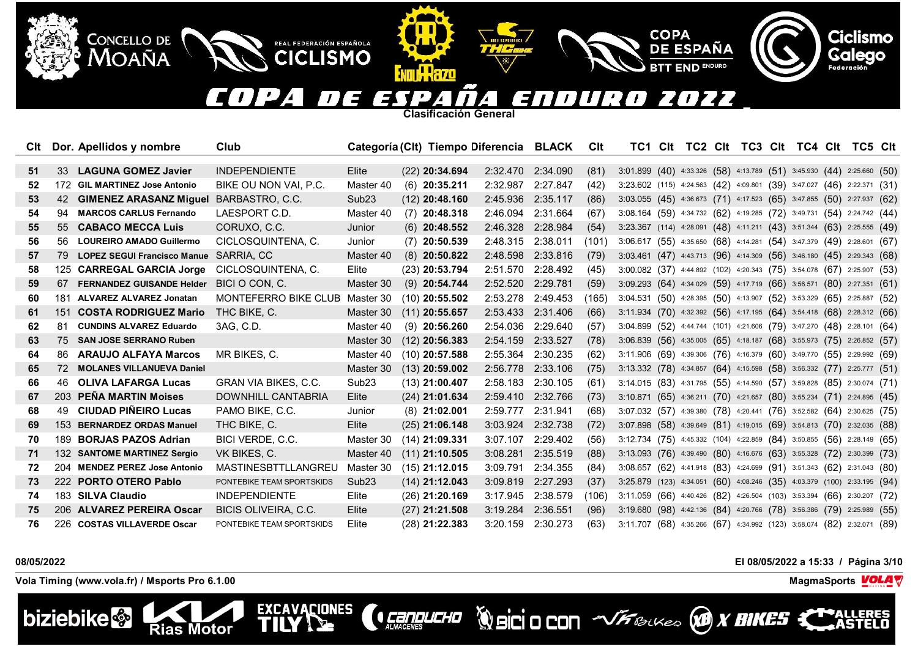# COPA DE ESPAÑA ENDURO 2022

**Clasificación General**

| Clt | Dor. | Apellidos y nombre | Club | Categoría (Clt) | Tiempo | Diferencia | BLACK | Clt | TC1 | Clt | TC2 | Clt | TC3 | Clt | TC4 | Clt | TC5 | Clt |
|---|---|---|---|---|---|---|---|---|---|---|---|---|---|---|---|---|---|---|
| 51 | 33 | **LAGUNA GOMEZ Javier** | INDEPENDIENTE | Elite (22) | **20:34.694** | 2:32.470 | 2:34.090 | (81) | 3:01.899 | (40) | 4:33.326 | (58) | 4:13.789 | (51) | 3:45.930 | (44) | 2:25.660 | (50) |
| 52 | 172 | **GIL MARTINEZ Jose Antonio** | BIKE OU NON VAI, P.C. | Master 40 (6) | **20:35.211** | 2:32.987 | 2:27.847 | (42) | 3:23.602 | (115) | 4:24.563 | (42) | 4:09.801 | (39) | 3:47.027 | (46) | 2:22.371 | (31) |
| 53 | 42 | **GIMENEZ ARASANZ Miguel** | BARBASTRO, C.C. | Sub23 (12) | **20:48.160** | 2:45.936 | 2:35.117 | (86) | 3:03.055 | (45) | 4:36.673 | (71) | 4:17.523 | (65) | 3:47.855 | (50) | 2:27.937 | (62) |
| 54 | 94 | **MARCOS CARLUS Fernando** | LAESPORT C.D. | Master 40 (7) | **20:48.318** | 2:46.094 | 2:31.664 | (67) | 3:08.164 | (59) | 4:34.732 | (62) | 4:19.285 | (72) | 3:49.731 | (54) | 2:24.742 | (44) |
| 55 | 55 | **CABACO MECCA Luis** | CORUXO, C.C. | Junior (6) | **20:48.552** | 2:46.328 | 2:28.984 | (54) | 3:23.367 | (114) | 4:28.091 | (48) | 4:11.211 | (43) | 3:51.344 | (63) | 2:25.555 | (49) |
| 56 | 56 | **LOUREIRO AMADO Guillermo** | CICLOSQUINTENA, C. | Junior (7) | **20:50.539** | 2:48.315 | 2:38.011 | (101) | 3:06.617 | (55) | 4:35.650 | (68) | 4:14.281 | (54) | 3:47.379 | (49) | 2:28.601 | (67) |
| 57 | 79 | **LOPEZ SEGUI Francisco Manue** | SARRIA, CC | Master 40 (8) | **20:50.822** | 2:48.598 | 2:33.816 | (79) | 3:03.461 | (47) | 4:43.713 | (96) | 4:14.309 | (56) | 3:46.180 | (45) | 2:29.343 | (68) |
| 58 | 125 | **CARREGAL GARCIA Jorge** | CICLOSQUINTENA, C. | Elite (23) | **20:53.794** | 2:51.570 | 2:28.492 | (45) | 3:00.082 | (37) | 4:44.892 | (102) | 4:20.343 | (75) | 3:54.078 | (67) | 2:25.907 | (53) |
| 59 | 67 | **FERNANDEZ GUISANDE Helder** | BICI O CON, C. | Master 30 (9) | **20:54.744** | 2:52.520 | 2:29.781 | (59) | 3:09.293 | (64) | 4:34.029 | (59) | 4:17.719 | (66) | 3:56.571 | (80) | 2:27.351 | (61) |
| 60 | 181 | **ALVAREZ ALVAREZ Jonatan** | MONTEFERRO BIKE CLUB | Master 30 (10) | **20:55.502** | 2:53.278 | 2:49.453 | (165) | 3:04.531 | (50) | 4:28.395 | (50) | 4:13.907 | (52) | 3:53.329 | (65) | 2:25.887 | (52) |
| 61 | 151 | **COSTA RODRIGUEZ Mario** | THC BIKE, C. | Master 30 (11) | **20:55.657** | 2:53.433 | 2:31.406 | (66) | 3:11.934 | (70) | 4:32.392 | (56) | 4:17.195 | (64) | 3:54.418 | (68) | 2:28.312 | (66) |
| 62 | 81 | **CUNDINS ALVAREZ Eduardo** | 3AG, C.D. | Master 40 (9) | **20:56.260** | 2:54.036 | 2:29.640 | (57) | 3:04.899 | (52) | 4:44.744 | (101) | 4:21.606 | (79) | 3:47.270 | (48) | 2:28.101 | (64) |
| 63 | 75 | **SAN JOSE SERRANO Ruben** | | Master 30 (12) | **20:56.383** | 2:54.159 | 2:33.527 | (78) | 3:06.839 | (56) | 4:35.005 | (65) | 4:18.187 | (68) | 3:55.973 | (75) | 2:26.852 | (57) |
| 64 | 86 | **ARAUJO ALFAYA Marcos** | MR BIKES, C. | Master 40 (10) | **20:57.588** | 2:55.364 | 2:30.235 | (62) | 3:11.906 | (69) | 4:39.306 | (76) | 4:16.379 | (60) | 3:49.770 | (55) | 2:29.992 | (69) |
| 65 | 72 | **MOLANES VILLANUEVA Daniel** | | Master 30 (13) | **20:59.002** | 2:56.778 | 2:33.106 | (75) | 3:13.332 | (78) | 4:34.857 | (64) | 4:15.598 | (58) | 3:56.332 | (77) | 2:25.777 | (51) |
| 66 | 46 | **OLIVA LAFARGA Lucas** | GRAN VIA BIKES, C.C. | Sub23 (13) | **21:00.407** | 2:58.183 | 2:30.105 | (61) | 3:14.015 | (83) | 4:31.795 | (55) | 4:14.590 | (57) | 3:59.828 | (85) | 2:30.074 | (71) |
| 67 | 203 | **PEÑA MARTIN Moises** | DOWNHILL CANTABRIA | Elite (24) | **21:01.634** | 2:59.410 | 2:32.766 | (73) | 3:10.871 | (65) | 4:36.211 | (70) | 4:21.657 | (80) | 3:55.234 | (71) | 2:24.895 | (45) |
| 68 | 49 | **CIUDAD PIÑEIRO Lucas** | PAMO BIKE, C.C. | Junior (8) | **21:02.001** | 2:59.777 | 2:31.941 | (68) | 3:07.032 | (57) | 4:39.380 | (78) | 4:20.441 | (76) | 3:52.582 | (64) | 2:30.625 | (75) |
| 69 | 153 | **BERNARDEZ ORDAS Manuel** | THC BIKE, C. | Elite (25) | **21:06.148** | 3:03.924 | 2:32.738 | (72) | 3:07.898 | (58) | 4:39.649 | (81) | 4:19.015 | (69) | 3:54.813 | (70) | 2:32.035 | (88) |
| 70 | 189 | **BORJAS PAZOS Adrian** | BICI VERDE, C.C. | Master 30 (14) | **21:09.331** | 3:07.107 | 2:29.402 | (56) | 3:12.734 | (75) | 4:45.332 | (104) | 4:22.859 | (84) | 3:50.855 | (56) | 2:28.149 | (65) |
| 71 | 132 | **SANTOME MARTINEZ Sergio** | VK BIKES, C. | Master 40 (11) | **21:10.505** | 3:08.281 | 2:35.519 | (88) | 3:13.093 | (76) | 4:39.490 | (80) | 4:16.676 | (63) | 3:55.328 | (72) | 2:30.399 | (73) |
| 72 | 204 | **MENDEZ PEREZ Jose Antonio** | MASTINESBTTLLANGREU | Master 30 (15) | **21:12.015** | 3:09.791 | 2:34.355 | (84) | 3:08.657 | (62) | 4:41.918 | (83) | 4:24.699 | (91) | 3:51.343 | (62) | 2:31.043 | (80) |
| 73 | 222 | **PORTO OTERO Pablo** | PONTEBIKE TEAM SPORTSKIDS | Sub23 (14) | **21:12.043** | 3:09.819 | 2:27.293 | (37) | 3:25.879 | (123) | 4:34.051 | (60) | 4:08.246 | (35) | 4:03.379 | (100) | 2:33.195 | (94) |
| 74 | 183 | **SILVA Claudio** | INDEPENDIENTE | Elite (26) | **21:20.169** | 3:17.945 | 2:38.579 | (106) | 3:11.059 | (66) | 4:40.426 | (82) | 4:26.504 | (103) | 3:53.394 | (66) | 2:30.207 | (72) |
| 75 | 206 | **ALVAREZ PEREIRA Oscar** | BICIS OLIVEIRA, C.C. | Elite (27) | **21:21.508** | 3:19.284 | 2:36.551 | (96) | 3:19.680 | (98) | 4:42.136 | (84) | 4:20.766 | (78) | 3:56.386 | (79) | 2:25.989 | (55) |
| 76 | 226 | **COSTAS VILLAVERDE Oscar** | PONTEBIKE TEAM SPORTSKIDS | Elite (28) | **21:22.383** | 3:20.159 | 2:30.273 | (63) | 3:11.707 | (68) | 4:35.266 | (67) | 4:34.992 | (123) | 3:58.074 | (82) | 2:32.071 | (89) |

08/05/2022 — El 08/05/2022 a 15:33 / Página 3/10

Vola Timing (www.vola.fr) / Msports Pro 6.1.00 — MagmaSports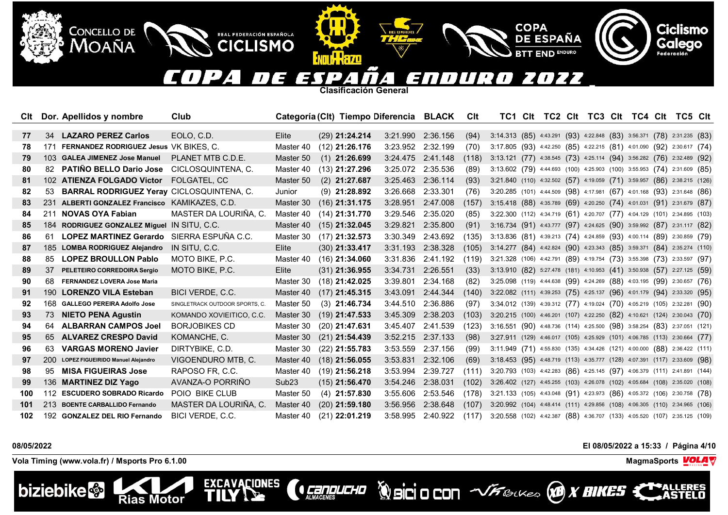# COPA DE ESPAÑA ENDURO 2022

## Clasificación General

| Clt | Dor. | Apellidos y nombre | Club | Categoría | (Clt) | Tiempo | Diferencia | BLACK | Clt | TC1 | Clt | TC2 | Clt | TC3 | Clt | TC4 | Clt | TC5 | Clt |
|---|---|---|---|---|---|---|---|---|---|---|---|---|---|---|---|---|---|---|---|
| 77 | 34 | LAZARO PEREZ Carlos | EOLO, C.D. | Elite | (29) | 21:24.214 | 3:21.990 | 2:36.156 | (94) | 3:14.313 | (85) | 4:43.291 | (93) | 4:22.848 | (83) | 3:56.371 | (78) | 2:31.235 | (83) |
| 78 | 171 | FERNANDEZ RODRIGUEZ Jesus | VK BIKES, C. | Master 40 | (12) | 21:26.176 | 3:23.952 | 2:32.199 | (70) | 3:17.805 | (93) | 4:42.250 | (85) | 4:22.215 | (81) | 4:01.090 | (92) | 2:30.617 | (74) |
| 79 | 103 | GALEA JIMENEZ Jose Manuel | PLANET MTB C.D.E. | Master 50 | (1) | 21:26.699 | 3:24.475 | 2:41.148 | (118) | 3:13.121 | (77) | 4:38.545 | (73) | 4:25.114 | (94) | 3:56.282 | (76) | 2:32.489 | (92) |
| 80 | 82 | PATIÑO BELLO Dario Jose | CICLOSQUINTENA, C. | Master 40 | (13) | 21:27.296 | 3:25.072 | 2:35.536 | (89) | 3:13.602 | (79) | 4:44.693 | (100) | 4:25.903 | (100) | 3:55.953 | (74) | 2:31.609 | (85) |
| 81 | 102 | ATIENZA FOLGADO Victor | FOLGATEL, CC | Master 50 | (2) | 21:27.687 | 3:25.463 | 2:36.114 | (93) | 3:21.840 | (110) | 4:32.502 | (57) | 4:19.059 | (71) | 3:59.957 | (86) | 2:38.215 | (126) |
| 82 | 53 | BARRAL RODRIGUEZ Yeray | CICLOSQUINTENA, C. | Junior | (9) | 21:28.892 | 3:26.668 | 2:33.301 | (76) | 3:20.285 | (101) | 4:44.509 | (98) | 4:17.981 | (67) | 4:01.168 | (93) | 2:31.648 | (86) |
| 83 | 231 | ALBERTI GONZALEZ Francisco | KAMIKAZES, C.D. | Master 30 | (16) | 21:31.175 | 3:28.951 | 2:47.008 | (157) | 3:15.418 | (88) | 4:35.789 | (69) | 4:20.250 | (74) | 4:01.031 | (91) | 2:31.679 | (87) |
| 84 | 211 | NOVAS OYA Fabian | MASTER DA LOURIÑA, C. | Master 40 | (14) | 21:31.770 | 3:29.546 | 2:35.020 | (85) | 3:22.300 | (112) | 4:34.719 | (61) | 4:20.707 | (77) | 4:04.129 | (101) | 2:34.895 | (103) |
| 85 | 184 | RODRIGUEZ GONZALEZ Miguel | IN SITU, C.C. | Master 40 | (15) | 21:32.045 | 3:29.821 | 2:35.800 | (91) | 3:16.734 | (91) | 4:43.777 | (97) | 4:24.625 | (90) | 3:59.992 | (87) | 2:31.117 | (82) |
| 86 | 61 | LOPEZ MARTINEZ Gerardo | SIERRA ESPUÑA C.C. | Master 30 | (17) | 21:32.573 | 3:30.349 | 2:43.692 | (135) | 3:13.836 | (81) | 4:39.213 | (74) | 4:24.859 | (93) | 4:00.114 | (89) | 2:30.859 | (79) |
| 87 | 185 | LOMBA RODRIGUEZ Alejandro | IN SITU, C.C. | Elite | (30) | 21:33.417 | 3:31.193 | 2:38.328 | (105) | 3:14.277 | (84) | 4:42.824 | (90) | 4:23.343 | (85) | 3:59.371 | (84) | 2:35.274 | (110) |
| 88 | 85 | LOPEZ BROULLON Pablo | MOTO BIKE, P.C. | Master 40 | (16) | 21:34.060 | 3:31.836 | 2:41.192 | (119) | 3:21.328 | (106) | 4:42.791 | (89) | 4:19.754 | (73) | 3:55.398 | (73) | 2:33.597 | (97) |
| 89 | 37 | PELETEIRO CORREDOIRA Sergio | MOTO BIKE, P.C. | Elite | (31) | 21:36.955 | 3:34.731 | 2:26.551 | (33) | 3:13.910 | (82) | 5:27.478 | (181) | 4:10.953 | (41) | 3:50.938 | (57) | 2:27.125 | (59) |
| 90 | 68 | FERNANDEZ LOVERA Jose Maria | | Master 30 | (18) | 21:42.025 | 3:39.801 | 2:34.168 | (82) | 3:25.098 | (119) | 4:44.638 | (99) | 4:24.269 | (88) | 4:03.195 | (99) | 2:30.657 | (76) |
| 91 | 190 | LORENZO VILA Esteban | BICI VERDE, C.C. | Master 40 | (17) | 21:45.315 | 3:43.091 | 2:44.344 | (140) | 3:22.082 | (111) | 4:39.253 | (75) | 4:25.137 | (96) | 4:01.179 | (94) | 2:33.320 | (95) |
| 92 | 168 | GALLEGO PEREIRA Adolfo Jose | SINGLETRACK OUTDOOR SPORTS, C. | Master 50 | (3) | 21:46.734 | 3:44.510 | 2:36.886 | (97) | 3:34.012 | (139) | 4:39.312 | (77) | 4:19.024 | (70) | 4:05.219 | (105) | 2:32.281 | (90) |
| 93 | 73 | NIETO PENA Agustin | KOMANDO XOVIEITICO, C.C. | Master 30 | (19) | 21:47.533 | 3:45.309 | 2:38.203 | (103) | 3:20.215 | (100) | 4:46.201 | (107) | 4:22.250 | (82) | 4:10.621 | (124) | 2:30.043 | (70) |
| 94 | 64 | ALBARRAN CAMPOS Joel | BORJOBIKES CD | Master 30 | (20) | 21:47.631 | 3:45.407 | 2:41.539 | (123) | 3:16.551 | (90) | 4:48.736 | (114) | 4:25.500 | (98) | 3:58.254 | (83) | 2:37.051 | (121) |
| 95 | 65 | ALVAREZ CRESPO David | KOMANCHE, C. | Master 30 | (21) | 21:54.439 | 3:52.215 | 2:37.133 | (98) | 3:27.911 | (129) | 4:46.017 | (105) | 4:25.929 | (101) | 4:06.785 | (113) | 2:30.664 | (77) |
| 96 | 63 | VARGAS MORENO Javier | DIRTYBIKE, C.D. | Master 30 | (22) | 21:55.783 | 3:53.559 | 2:37.156 | (99) | 3:11.949 | (71) | 4:55.830 | (135) | 4:34.426 | (121) | 4:00.000 | (88) | 2:36.422 | (111) |
| 97 | 200 | LOPEZ FIGUEIRIDO Manuel Alejandro | VIGOENDURO MTB, C. | Master 40 | (18) | 21:56.055 | 3:53.831 | 2:32.106 | (69) | 3:18.453 | (95) | 4:48.719 | (113) | 4:35.777 | (128) | 4:07.391 | (117) | 2:33.609 | (98) |
| 98 | 95 | MISA FIGUEIRAS Jose | RAPOSO FR, C.C. | Master 40 | (19) | 21:56.218 | 3:53.994 | 2:39.727 | (111) | 3:20.793 | (103) | 4:42.283 | (86) | 4:25.145 | (97) | 4:06.379 | (111) | 2:41.891 | (144) |
| 99 | 136 | MARTINEZ DIZ Yago | AVANZA-O PORRIÑO | Sub23 | (15) | 21:56.470 | 3:54.246 | 2:38.031 | (102) | 3:26.402 | (127) | 4:45.255 | (103) | 4:26.078 | (102) | 4:05.684 | (108) | 2:35.020 | (108) |
| 100 | 112 | ESCUDERO SOBRADO Ricardo | POIO BIKE CLUB | Master 50 | (4) | 21:57.830 | 3:55.606 | 2:53.546 | (178) | 3:21.133 | (105) | 4:43.048 | (91) | 4:23.973 | (86) | 4:05.372 | (106) | 2:30.758 | (78) |
| 101 | 213 | BOENTE CARBALLIDO Fernando | MASTER DA LOURIÑA, C. | Master 40 | (20) | 21:59.180 | 3:56.956 | 2:38.648 | (107) | 3:20.992 | (104) | 4:48.414 | (111) | 4:29.856 | (108) | 4:06.305 | (110) | 2:34.965 | (106) |
| 102 | 192 | GONZALEZ DEL RIO Fernando | BICI VERDE, C.C. | Master 40 | (21) | 22:01.219 | 3:58.995 | 2:40.922 | (117) | 3:20.558 | (102) | 4:42.387 | (88) | 4:36.707 | (133) | 4:05.520 | (107) | 2:35.125 | (109) |

08/05/2022

El 08/05/2022 a 15:33

Vola Timing (www.vola.fr) / Msports Pro 6.1.00

MagmaSports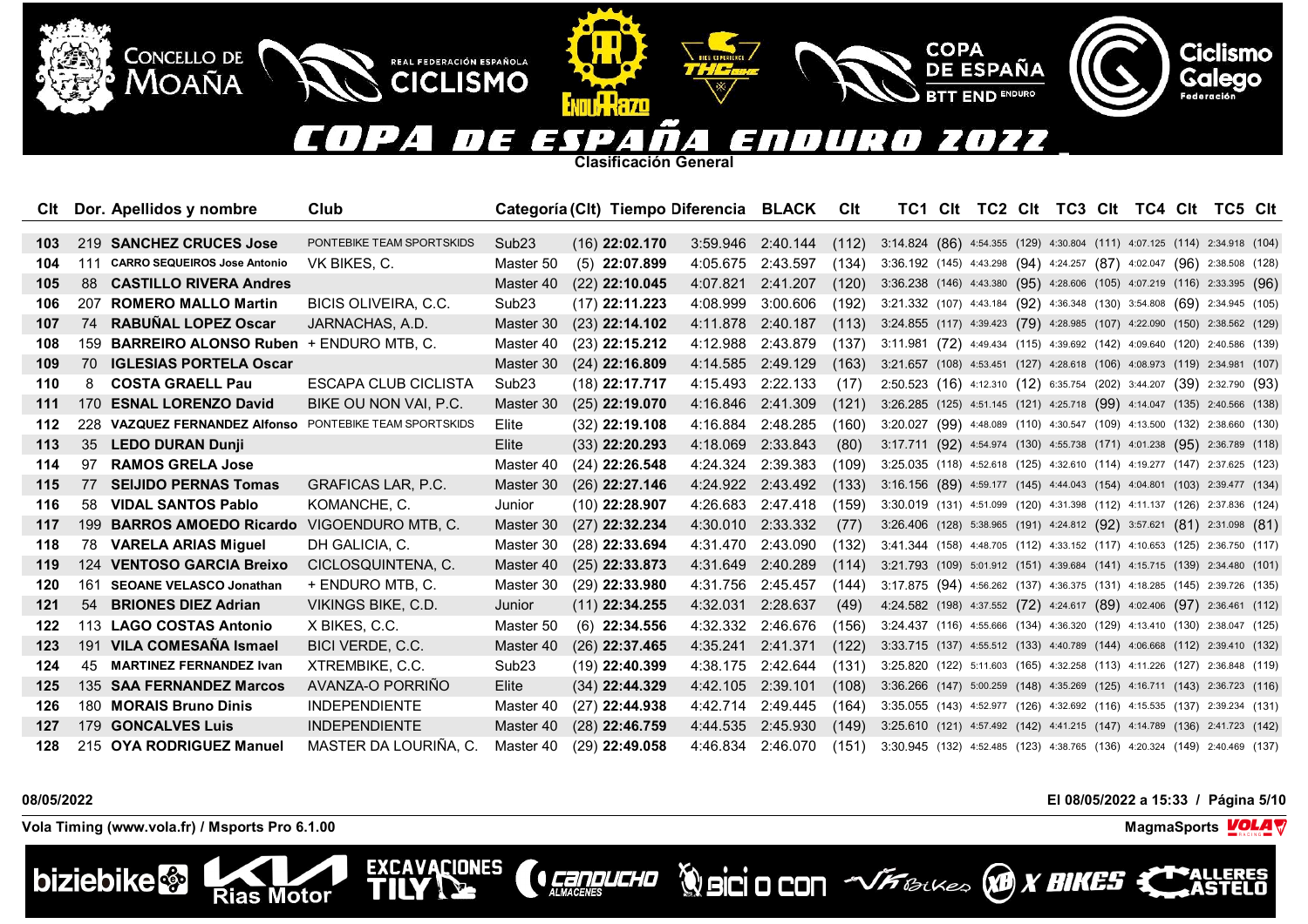# COPA DE ESPAÑA ENDURO 2022

## Clasificación General

| Clt | Dor. | Apellidos y nombre | Club | Categoría (Clt) | Tiempo | Diferencia | BLACK | Clt | TC1 | Clt | TC2 | Clt | TC3 | Clt | TC4 | Clt | TC5 | Clt |
|---|---|---|---|---|---|---|---|---|---|---|---|---|---|---|---|---|---|---|
| 103 | 219 | **SANCHEZ CRUCES Jose** | PONTEBIKE TEAM SPORTSKIDS | Sub23 (16) | **22:02.170** | 3:59.946 | 2:40.144 | (112) | 3:14.824 | (86) | 4:54.355 | (129) | 4:30.804 | (111) | 4:07.125 | (114) | 2:34.918 | (104) |
| 104 | 111 | **CARRO SEQUEIROS Jose Antonio** | VK BIKES, C. | Master 50 (5) | **22:07.899** | 4:05.675 | 2:43.597 | (134) | 3:36.192 | (145) | 4:43.298 | (94) | 4:24.257 | (87) | 4:02.047 | (96) | 2:38.508 | (128) |
| 105 | 88 | **CASTILLO RIVERA Andres** | | Master 40 (22) | **22:10.045** | 4:07.821 | 2:41.207 | (120) | 3:36.238 | (146) | 4:43.380 | (95) | 4:28.606 | (105) | 4:07.219 | (116) | 2:33.395 | (96) |
| 106 | 207 | **ROMERO MALLO Martin** | BICIS OLIVEIRA, C.C. | Sub23 (17) | **22:11.223** | 4:08.999 | 3:00.606 | (192) | 3:21.332 | (107) | 4:43.184 | (92) | 4:36.348 | (130) | 3:54.808 | (69) | 2:34.945 | (105) |
| 107 | 74 | **RABUÑAL LOPEZ Oscar** | JARNACHAS, A.D. | Master 30 (23) | **22:14.102** | 4:11.878 | 2:40.187 | (113) | 3:24.855 | (117) | 4:39.423 | (79) | 4:28.985 | (107) | 4:22.090 | (150) | 2:38.562 | (129) |
| 108 | 159 | **BARREIRO ALONSO Ruben** | + ENDURO MTB, C. | Master 40 (23) | **22:15.212** | 4:12.988 | 2:43.879 | (137) | 3:11.981 | (72) | 4:49.434 | (115) | 4:39.692 | (142) | 4:09.640 | (120) | 2:40.586 | (139) |
| 109 | 70 | **IGLESIAS PORTELA Oscar** | | Master 30 (24) | **22:16.809** | 4:14.585 | 2:49.129 | (163) | 3:21.657 | (108) | 4:53.451 | (127) | 4:28.618 | (106) | 4:08.973 | (119) | 2:34.981 | (107) |
| 110 | 8 | **COSTA GRAELL Pau** | ESCAPA CLUB CICLISTA | Sub23 (18) | **22:17.717** | 4:15.493 | 2:22.133 | (17) | 2:50.523 | (16) | 4:12.310 | (12) | 6:35.754 | (202) | 3:44.207 | (39) | 2:32.790 | (93) |
| 111 | 170 | **ESNAL LORENZO David** | BIKE OU NON VAI, P.C. | Master 30 (25) | **22:19.070** | 4:16.846 | 2:41.309 | (121) | 3:26.285 | (125) | 4:51.145 | (121) | 4:25.718 | (99) | 4:14.047 | (135) | 2:40.566 | (138) |
| 112 | 228 | **VAZQUEZ FERNANDEZ Alfonso** | PONTEBIKE TEAM SPORTSKIDS | Elite (32) | **22:19.108** | 4:16.884 | 2:48.285 | (160) | 3:20.027 | (99) | 4:48.089 | (110) | 4:30.547 | (109) | 4:13.500 | (132) | 2:38.660 | (130) |
| 113 | 35 | **LEDO DURAN Dunji** | | Elite (33) | **22:20.293** | 4:18.069 | 2:33.843 | (80) | 3:17.711 | (92) | 4:54.974 | (130) | 4:55.738 | (171) | 4:01.238 | (95) | 2:36.789 | (118) |
| 114 | 97 | **RAMOS GRELA Jose** | | Master 40 (24) | **22:26.548** | 4:24.324 | 2:39.383 | (109) | 3:25.035 | (118) | 4:52.618 | (125) | 4:32.610 | (114) | 4:19.277 | (147) | 2:37.625 | (123) |
| 115 | 77 | **SEIJIDO PERNAS Tomas** | GRAFICAS LAR, P.C. | Master 30 (26) | **22:27.146** | 4:24.922 | 2:43.492 | (133) | 3:16.156 | (89) | 4:59.177 | (145) | 4:44.043 | (154) | 4:04.801 | (103) | 2:39.477 | (134) |
| 116 | 58 | **VIDAL SANTOS Pablo** | KOMANCHE, C. | Junior (10) | **22:28.907** | 4:26.683 | 2:47.418 | (159) | 3:30.019 | (131) | 4:51.099 | (120) | 4:31.398 | (112) | 4:11.137 | (126) | 2:37.836 | (124) |
| 117 | 199 | **BARROS AMOEDO Ricardo** | VIGOENDURO MTB, C. | Master 30 (27) | **22:32.234** | 4:30.010 | 2:33.332 | (77) | 3:26.406 | (128) | 5:38.965 | (191) | 4:24.812 | (92) | 3:57.621 | (81) | 2:31.098 | (81) |
| 118 | 78 | **VARELA ARIAS Miguel** | DH GALICIA, C. | Master 30 (28) | **22:33.694** | 4:31.470 | 2:43.090 | (132) | 3:41.344 | (158) | 4:48.705 | (112) | 4:33.152 | (117) | 4:10.653 | (125) | 2:36.750 | (117) |
| 119 | 124 | **VENTOSO GARCIA Breixo** | CICLOSQUINTENA, C. | Master 40 (25) | **22:33.873** | 4:31.649 | 2:40.289 | (114) | 3:21.793 | (109) | 5:01.912 | (151) | 4:39.684 | (141) | 4:15.715 | (139) | 2:34.480 | (101) |
| 120 | 161 | **SEOANE VELASCO Jonathan** | + ENDURO MTB, C. | Master 30 (29) | **22:33.980** | 4:31.756 | 2:45.457 | (144) | 3:17.875 | (94) | 4:56.262 | (137) | 4:36.375 | (131) | 4:18.285 | (145) | 2:39.726 | (135) |
| 121 | 54 | **BRIONES DIEZ Adrian** | VIKINGS BIKE, C.D. | Junior (11) | **22:34.255** | 4:32.031 | 2:28.637 | (49) | 4:24.582 | (198) | 4:37.552 | (72) | 4:24.617 | (89) | 4:02.406 | (97) | 2:36.461 | (112) |
| 122 | 113 | **LAGO COSTAS Antonio** | X BIKES, C.C. | Master 50 (6) | **22:34.556** | 4:32.332 | 2:46.676 | (156) | 3:24.437 | (116) | 4:55.666 | (134) | 4:36.320 | (129) | 4:13.410 | (130) | 2:38.047 | (125) |
| 123 | 191 | **VILA COMESAÑA Ismael** | BICI VERDE, C.C. | Master 40 (26) | **22:37.465** | 4:35.241 | 2:41.371 | (122) | 3:33.715 | (137) | 4:55.512 | (133) | 4:40.789 | (144) | 4:06.668 | (112) | 2:39.410 | (132) |
| 124 | 45 | **MARTINEZ FERNANDEZ Ivan** | XTREMBIKE, C.C. | Sub23 (19) | **22:40.399** | 4:38.175 | 2:42.644 | (131) | 3:25.820 | (122) | 5:11.603 | (165) | 4:32.258 | (113) | 4:11.226 | (127) | 2:36.848 | (119) |
| 125 | 135 | **SAA FERNANDEZ Marcos** | AVANZA-O PORRIÑO | Elite (34) | **22:44.329** | 4:42.105 | 2:39.101 | (108) | 3:36.266 | (147) | 5:00.259 | (148) | 4:35.269 | (125) | 4:16.711 | (143) | 2:36.723 | (116) |
| 126 | 180 | **MORAIS Bruno Dinis** | INDEPENDIENTE | Master 40 (27) | **22:44.938** | 4:42.714 | 2:49.445 | (164) | 3:35.055 | (143) | 4:52.977 | (126) | 4:32.692 | (116) | 4:15.535 | (137) | 2:39.234 | (131) |
| 127 | 179 | **GONCALVES Luis** | INDEPENDIENTE | Master 40 (28) | **22:46.759** | 4:44.535 | 2:45.930 | (149) | 3:25.610 | (121) | 4:57.492 | (142) | 4:41.215 | (147) | 4:14.789 | (136) | 2:41.723 | (142) |
| 128 | 215 | **OYA RODRIGUEZ Manuel** | MASTER DA LOURIÑA, C. | Master 40 (29) | **22:49.058** | 4:46.834 | 2:46.070 | (151) | 3:30.945 | (132) | 4:52.485 | (123) | 4:38.765 | (136) | 4:20.324 | (149) | 2:40.469 | (137) |

08/05/2022

El 08/05/2022 a 15:33

Vola Timing (www.vola.fr) / Msports Pro 6.1.00

MagmaSports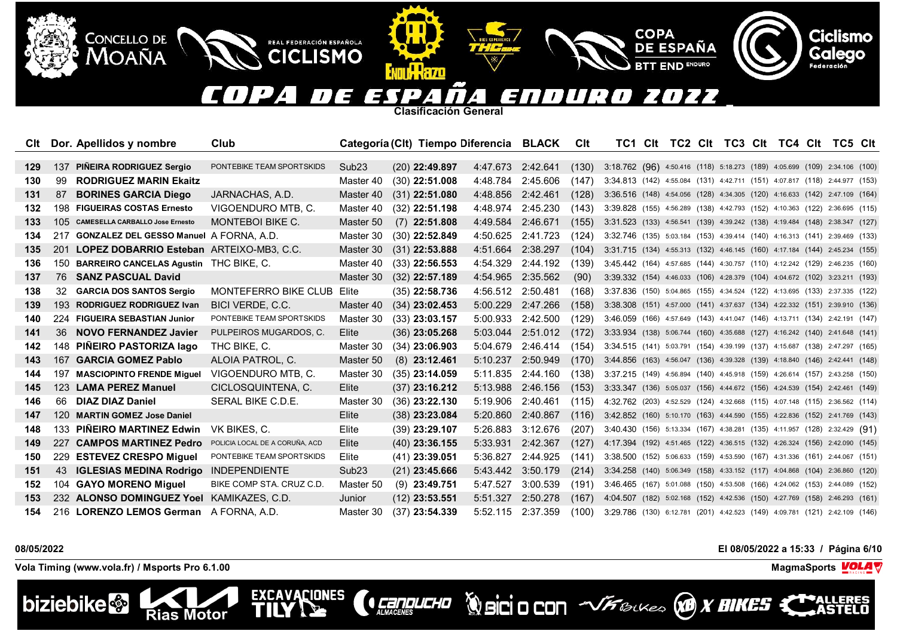# COPA DE ESPAÑA ENDURO 2022

**Clasificación General**

| Clt | Dor. | Apellidos y nombre | Club | Categoría | (Clt) | Tiempo | Diferencia | BLACK | Clt | TC1 | Clt | TC2 | Clt | TC3 | Clt | TC4 | Clt | TC5 | Clt |
|---|---|---|---|---|---|---|---|---|---|---|---|---|---|---|---|---|---|---|---|
| 129 | 137 | PIÑEIRA RODRIGUEZ Sergio | PONTEBIKE TEAM SPORTSKIDS | Sub23 | (20) | 22:49.897 | 4:47.673 | 2:42.641 | (130) | 3:18.762 | (96) | 4:50.416 | (118) | 5:18.273 | (189) | 4:05.699 | (109) | 2:34.106 | (100) |
| 130 | 99 | RODRIGUEZ MARIN Ekaitz | | Master 40 | (30) | 22:51.008 | 4:48.784 | 2:45.606 | (147) | 3:34.813 | (142) | 4:55.084 | (131) | 4:42.711 | (151) | 4:07.817 | (118) | 2:44.977 | (153) |
| 131 | 87 | BORINES GARCIA Diego | JARNACHAS, A.D. | Master 40 | (31) | 22:51.080 | 4:48.856 | 2:42.461 | (128) | 3:36.516 | (148) | 4:54.056 | (128) | 4:34.305 | (120) | 4:16.633 | (142) | 2:47.109 | (164) |
| 132 | 198 | FIGUEIRAS COSTAS Ernesto | VIGOENDURO MTB, C. | Master 40 | (32) | 22:51.198 | 4:48.974 | 2:45.230 | (143) | 3:39.828 | (155) | 4:56.289 | (138) | 4:42.793 | (152) | 4:10.363 | (122) | 2:36.695 | (115) |
| 133 | 105 | CAMESELLA CARBALLO Jose Ernesto | MONTEBOI BIKE C. | Master 50 | (7) | 22:51.808 | 4:49.584 | 2:46.671 | (155) | 3:31.523 | (133) | 4:56.541 | (139) | 4:39.242 | (138) | 4:19.484 | (148) | 2:38.347 | (127) |
| 134 | 217 | GONZALEZ DEL GESSO Manuel | A FORNA, A.D. | Master 30 | (30) | 22:52.849 | 4:50.625 | 2:41.723 | (124) | 3:32.746 | (135) | 5:03.184 | (153) | 4:39.414 | (140) | 4:16.313 | (141) | 2:39.469 | (133) |
| 135 | 201 | LOPEZ DOBARRIO Esteban | ARTEIXO-MB3, C.C. | Master 30 | (31) | 22:53.888 | 4:51.664 | 2:38.297 | (104) | 3:31.715 | (134) | 4:55.313 | (132) | 4:46.145 | (160) | 4:17.184 | (144) | 2:45.234 | (155) |
| 136 | 150 | BARREIRO CANCELAS Agustin | THC BIKE, C. | Master 40 | (33) | 22:56.553 | 4:54.329 | 2:44.192 | (139) | 3:45.442 | (164) | 4:57.685 | (144) | 4:30.757 | (110) | 4:12.242 | (129) | 2:46.235 | (160) |
| 137 | 76 | SANZ PASCUAL David | | Master 30 | (32) | 22:57.189 | 4:54.965 | 2:35.562 | (90) | 3:39.332 | (154) | 4:46.033 | (106) | 4:28.379 | (104) | 4:04.672 | (102) | 3:23.211 | (193) |
| 138 | 32 | GARCIA DOS SANTOS Sergio | MONTEFERRO BIKE CLUB | Elite | (35) | 22:58.736 | 4:56.512 | 2:50.481 | (168) | 3:37.836 | (150) | 5:04.865 | (155) | 4:34.524 | (122) | 4:13.695 | (133) | 2:37.335 | (122) |
| 139 | 193 | RODRIGUEZ RODRIGUEZ Ivan | BICI VERDE, C.C. | Master 40 | (34) | 23:02.453 | 5:00.229 | 2:47.266 | (158) | 3:38.308 | (151) | 4:57.000 | (141) | 4:37.637 | (134) | 4:22.332 | (151) | 2:39.910 | (136) |
| 140 | 224 | FIGUEIRA SEBASTIAN Junior | PONTEBIKE TEAM SPORTSKIDS | Master 30 | (33) | 23:03.157 | 5:00.933 | 2:42.500 | (129) | 3:46.059 | (166) | 4:57.649 | (143) | 4:41.047 | (146) | 4:13.711 | (134) | 2:42.191 | (147) |
| 141 | 36 | NOVO FERNANDEZ Javier | PULPEIROS MUGARDOS, C. | Elite | (36) | 23:05.268 | 5:03.044 | 2:51.012 | (172) | 3:33.934 | (138) | 5:06.744 | (160) | 4:35.688 | (127) | 4:16.242 | (140) | 2:41.648 | (141) |
| 142 | 148 | PIÑEIRO PASTORIZA Iago | THC BIKE, C. | Master 30 | (34) | 23:06.903 | 5:04.679 | 2:46.414 | (154) | 3:34.515 | (141) | 5:03.791 | (154) | 4:39.199 | (137) | 4:15.687 | (138) | 2:47.297 | (165) |
| 143 | 167 | GARCIA GOMEZ Pablo | ALOIA PATROL, C. | Master 50 | (8) | 23:12.461 | 5:10.237 | 2:50.949 | (170) | 3:44.856 | (163) | 4:56.047 | (136) | 4:39.328 | (139) | 4:18.840 | (146) | 2:42.441 | (148) |
| 144 | 197 | MASCIOPINTO FRENDE Miguel | VIGOENDURO MTB, C. | Master 30 | (35) | 23:14.059 | 5:11.835 | 2:44.160 | (138) | 3:37.215 | (149) | 4:56.894 | (140) | 4:45.918 | (159) | 4:26.614 | (157) | 2:43.258 | (150) |
| 145 | 123 | LAMA PEREZ Manuel | CICLOSQUINTENA, C. | Elite | (37) | 23:16.212 | 5:13.988 | 2:46.156 | (153) | 3:33.347 | (136) | 5:05.037 | (156) | 4:44.672 | (156) | 4:24.539 | (154) | 2:42.461 | (149) |
| 146 | 66 | DIAZ DIAZ Daniel | SERAL BIKE C.D.E. | Master 30 | (36) | 23:22.130 | 5:19.906 | 2:40.461 | (115) | 4:32.762 | (203) | 4:52.529 | (124) | 4:32.668 | (115) | 4:07.148 | (115) | 2:36.562 | (114) |
| 147 | 120 | MARTIN GOMEZ Jose Daniel | | Elite | (38) | 23:23.084 | 5:20.860 | 2:40.867 | (116) | 3:42.852 | (160) | 5:10.170 | (163) | 4:44.590 | (155) | 4:22.836 | (152) | 2:41.769 | (143) |
| 148 | 133 | PIÑEIRO MARTINEZ Edwin | VK BIKES, C. | Elite | (39) | 23:29.107 | 5:26.883 | 3:12.676 | (207) | 3:40.430 | (156) | 5:13.334 | (167) | 4:38.281 | (135) | 4:11.957 | (128) | 2:32.429 | (91) |
| 149 | 227 | CAMPOS MARTINEZ Pedro | POLICIA LOCAL DE A CORUÑA, ACD | Elite | (40) | 23:36.155 | 5:33.931 | 2:42.367 | (127) | 4:17.394 | (192) | 4:51.465 | (122) | 4:36.515 | (132) | 4:26.324 | (156) | 2:42.090 | (145) |
| 150 | 229 | ESTEVEZ CRESPO Miguel | PONTEBIKE TEAM SPORTSKIDS | Elite | (41) | 23:39.051 | 5:36.827 | 2:44.925 | (141) | 3:38.500 | (152) | 5:06.633 | (159) | 4:53.590 | (167) | 4:31.336 | (161) | 2:44.067 | (151) |
| 151 | 43 | IGLESIAS MEDINA Rodrigo | INDEPENDIENTE | Sub23 | (21) | 23:45.666 | 5:43.442 | 3:50.179 | (214) | 3:34.258 | (140) | 5:06.349 | (158) | 4:33.152 | (117) | 4:04.868 | (104) | 2:36.860 | (120) |
| 152 | 104 | GAYO MORENO Miguel | BIKE COMP STA. CRUZ C.D. | Master 50 | (9) | 23:49.751 | 5:47.527 | 3:00.539 | (191) | 3:46.465 | (167) | 5:01.088 | (150) | 4:53.508 | (166) | 4:24.062 | (153) | 2:44.089 | (152) |
| 153 | 232 | ALONSO DOMINGUEZ Yoel | KAMIKAZES, C.D. | Junior | (12) | 23:53.551 | 5:51.327 | 2:50.278 | (167) | 4:04.507 | (182) | 5:02.168 | (152) | 4:42.536 | (150) | 4:27.769 | (158) | 2:46.293 | (161) |
| 154 | 216 | LORENZO LEMOS German | A FORNA, A.D. | Master 30 | (37) | 23:54.339 | 5:52.115 | 2:37.359 | (100) | 3:29.786 | (130) | 6:12.781 | (201) | 4:42.523 | (149) | 4:09.781 | (121) | 2:42.109 | (146) |

08/05/2022 — El 08/05/2022 a 15:33

Vola Timing (www.vola.fr) / Msports Pro 6.1.00 — MagmaSports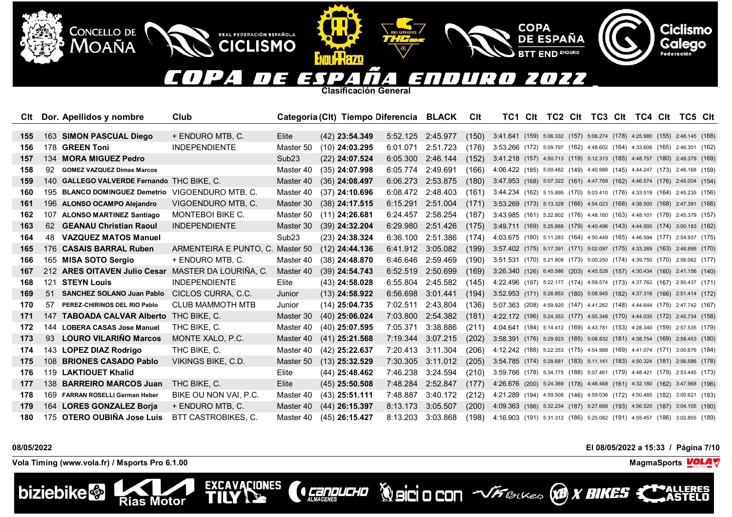# COPA DE ESPAÑA ENDURO 2022

## Clasificación General

| Clt | Dor. | Apellidos y nombre | Club | Categoría (Clt) | Tiempo | Diferencia | BLACK | Clt | TC1 | Clt | TC2 | Clt | TC3 | Clt | TC4 | Clt | TC5 | Clt |
|---|---|---|---|---|---|---|---|---|---|---|---|---|---|---|---|---|---|---|
| 155 | 163 | **SIMON PASCUAL Diego** | + ENDURO MTB, C. | Elite (42) | **23:54.349** | 5:52.125 | 2:45.977 | (150) | 3:41.641 | (159) | 5:06.332 | (157) | 5:06.274 | (178) | 4:25.980 | (155) | 2:48.145 | (168) |
| 156 | 178 | **GREEN Toni** | INDEPENDIENTE | Master 50 (10) | **24:03.295** | 6:01.071 | 2:51.723 | (176) | 3:53.266 | (172) | 5:09.797 | (162) | 4:48.602 | (164) | 4:33.606 | (165) | 2:46.301 | (162) |
| 157 | 134 | **MORA MIGUEZ Pedro** | | Sub23 (22) | **24:07.524** | 6:05.300 | 2:46.144 | (152) | 3:41.218 | (157) | 4:50.713 | (119) | 5:12.313 | (185) | 4:48.757 | (180) | 2:48.379 | (169) |
| 158 | 92 | **GOMEZ VAZQUEZ Dimas Marcos** | | Master 40 (35) | **24:07.998** | 6:05.774 | 2:49.691 | (166) | 4:06.422 | (185) | 5:00.482 | (149) | 4:40.988 | (145) | 4:44.247 | (173) | 2:46.168 | (159) |
| 159 | 140 | **GALLEGO VALVERDE Fernando** | THC BIKE, C. | Master 40 (36) | **24:08.497** | 6:06.273 | 2:53.875 | (180) | 3:47.953 | (168) | 5:07.322 | (161) | 4:47.769 | (162) | 4:46.574 | (176) | 2:45.004 | (154) |
| 160 | 195 | **BLANCO DOMINGUEZ Demetrio** | VIGOENDURO MTB, C. | Master 40 (37) | **24:10.696** | 6:08.472 | 2:48.403 | (161) | 3:44.234 | (162) | 5:15.895 | (170) | 5:03.410 | (176) | 4:33.519 | (164) | 2:45.235 | (156) |
| 161 | 196 | **ALONSO OCAMPO Alejandro** | VIGOENDURO MTB, C. | Master 30 (38) | **24:17.515** | 6:15.291 | 2:51.004 | (171) | 3:53.269 | (173) | 5:13.328 | (166) | 4:54.023 | (168) | 4:38.500 | (168) | 2:47.391 | (166) |
| 162 | 107 | **ALONSO MARTINEZ Santiago** | MONTEBOI BIKE C. | Master 50 (11) | **24:26.681** | 6:24.457 | 2:58.254 | (187) | 3:43.985 | (161) | 5:22.802 | (176) | 4:48.160 | (163) | 4:48.101 | (178) | 2:45.379 | (157) |
| 163 | 62 | **GEANAU Christian Raoul** | INDEPENDIENTE | Master 30 (39) | **24:32.204** | 6:29.980 | 2:51.426 | (175) | 3:49.711 | (169) | 5:25.888 | (179) | 4:40.496 | (143) | 4:44.500 | (174) | 3:00.183 | (182) |
| 164 | 48 | **VAZQUEZ MATOS Manuel** | | Sub23 (23) | **24:38.324** | 6:36.100 | 2:51.386 | (174) | 4:03.675 | (180) | 5:11.283 | (164) | 4:50.449 | (165) | 4:46.594 | (177) | 2:54.937 | (175) |
| 165 | 176 | **CASAIS BARRAL Ruben** | ARMENTEIRA E PUNTO, C. | Master 50 (12) | **24:44.136** | 6:41.912 | 3:05.082 | (199) | 3:57.402 | (175) | 5:17.391 | (171) | 5:02.097 | (175) | 4:33.269 | (163) | 2:48.895 | (170) |
| 166 | 165 | **MISA SOTO Sergio** | + ENDURO MTB, C. | Master 40 (38) | **24:48.870** | 6:46.646 | 2:59.469 | (190) | 3:51.531 | (170) | 5:21.808 | (173) | 5:00.250 | (174) | 4:39.750 | (170) | 2:56.062 | (177) |
| 167 | 212 | **ARES OITAVEN Julio Cesar** | MASTER DA LOURIÑA, C. | Master 40 (39) | **24:54.743** | 6:52.519 | 2:50.699 | (169) | 3:26.340 | (126) | 6:40.586 | (203) | 4:45.528 | (157) | 4:30.434 | (160) | 2:41.156 | (140) |
| 168 | 121 | **STEYN Louis** | INDEPENDIENTE | Elite (43) | **24:58.028** | 6:55.804 | 2:45.582 | (145) | 4:22.496 | (197) | 5:22.177 | (174) | 4:59.574 | (173) | 4:37.762 | (167) | 2:50.437 | (171) |
| 169 | 51 | **SANCHEZ SOLANO Juan Pablo** | CICLOS CURRA, C.C. | Junior (13) | **24:58.922** | 6:56.698 | 3:01.441 | (194) | 3:52.953 | (171) | 5:26.853 | (180) | 5:08.945 | (182) | 4:37.316 | (166) | 2:51.414 | (172) |
| 170 | 57 | **PEREZ-CHIRINOS DEL RIO Pablo** | CLUB MAMMOTH MTB | Junior (14) | **25:04.735** | 7:02.511 | 2:43.804 | (136) | 5:07.363 | (208) | 4:59.920 | (147) | 4:41.262 | (148) | 4:44.644 | (175) | 2:47.742 | (167) |
| 171 | 147 | **TABOADA CALVAR Alberto** | THC BIKE, C. | Master 30 (40) | **25:06.024** | 7:03.800 | 2:54.382 | (181) | 4:22.172 | (196) | 5:24.353 | (177) | 4:55.348 | (170) | 4:44.035 | (172) | 2:45.734 | (158) |
| 172 | 144 | **LOBERA CASAS Jose Manuel** | THC BIKE, C. | Master 40 (40) | **25:07.595** | 7:05.371 | 3:38.886 | (211) | 4:04.641 | (184) | 5:14.412 | (169) | 4:43.781 | (153) | 4:28.340 | (159) | 2:57.535 | (179) |
| 173 | 93 | **LOURO VILARIÑO Marcos** | MONTE XALO, P.C. | Master 40 (41) | **25:21.568** | 7:19.344 | 3:07.215 | (202) | 3:58.391 | (176) | 5:29.923 | (185) | 5:08.832 | (181) | 4:38.754 | (169) | 2:58.453 | (180) |
| 174 | 143 | **LOPEZ DIAZ Rodrigo** | THC BIKE, C. | Master 40 (42) | **25:22.637** | 7:20.413 | 3:11.304 | (206) | 4:12.242 | (188) | 5:22.353 | (175) | 4:54.988 | (169) | 4:41.074 | (171) | 3:00.676 | (184) |
| 175 | 108 | **BRIONES CASADO Pablo** | VIKINGS BIKE, C.D. | Master 50 (13) | **25:32.529** | 7:30.305 | 3:11.012 | (205) | 3:54.785 | (174) | 5:28.681 | (183) | 5:11.141 | (183) | 4:50.324 | (181) | 2:56.586 | (178) |
| 176 | 119 | **LAKTIOUET Khalid** | | Elite (44) | **25:48.462** | 7:46.238 | 3:24.594 | (210) | 3:59.766 | (178) | 5:34.775 | (188) | 5:07.461 | (179) | 4:48.421 | (179) | 2:53.445 | (173) |
| 177 | 138 | **BARREIRO MARCOS Juan** | THC BIKE, C. | Elite (45) | **25:50.508** | 7:48.284 | 2:52.847 | (177) | 4:26.676 | (200) | 5:24.369 | (178) | 4:46.468 | (161) | 4:32.180 | (162) | 3:47.968 | (196) |
| 178 | 169 | **FARRAN ROSELLI German Heber** | BIKE OU NON VAI, P.C. | Master 40 (43) | **25:51.111** | 7:48.887 | 3:40.172 | (212) | 4:21.289 | (194) | 4:59.508 | (146) | 4:59.036 | (172) | 4:50.485 | (182) | 3:00.621 | (183) |
| 179 | 164 | **LORES GONZALEZ Borja** | + ENDURO MTB, C. | Master 40 (44) | **26:15.397** | 8:13.173 | 3:05.507 | (200) | 4:09.363 | (186) | 5:32.234 | (187) | 5:27.668 | (193) | 4:56.520 | (187) | 3:04.105 | (190) |
| 180 | 175 | **OTERO OUBIÑA Jose Luis** | BTT CASTROBIKES, C. | Master 40 (45) | **26:15.427** | 8:13.203 | 3:03.868 | (198) | 4:16.903 | (191) | 5:31.312 | (186) | 5:25.082 | (191) | 4:55.457 | (186) | 3:02.805 | (189) |

08/05/2022 — El 08/05/2022 a 15:33

Vola Timing (www.vola.fr) / Msports Pro 6.1.00 — MagmaSports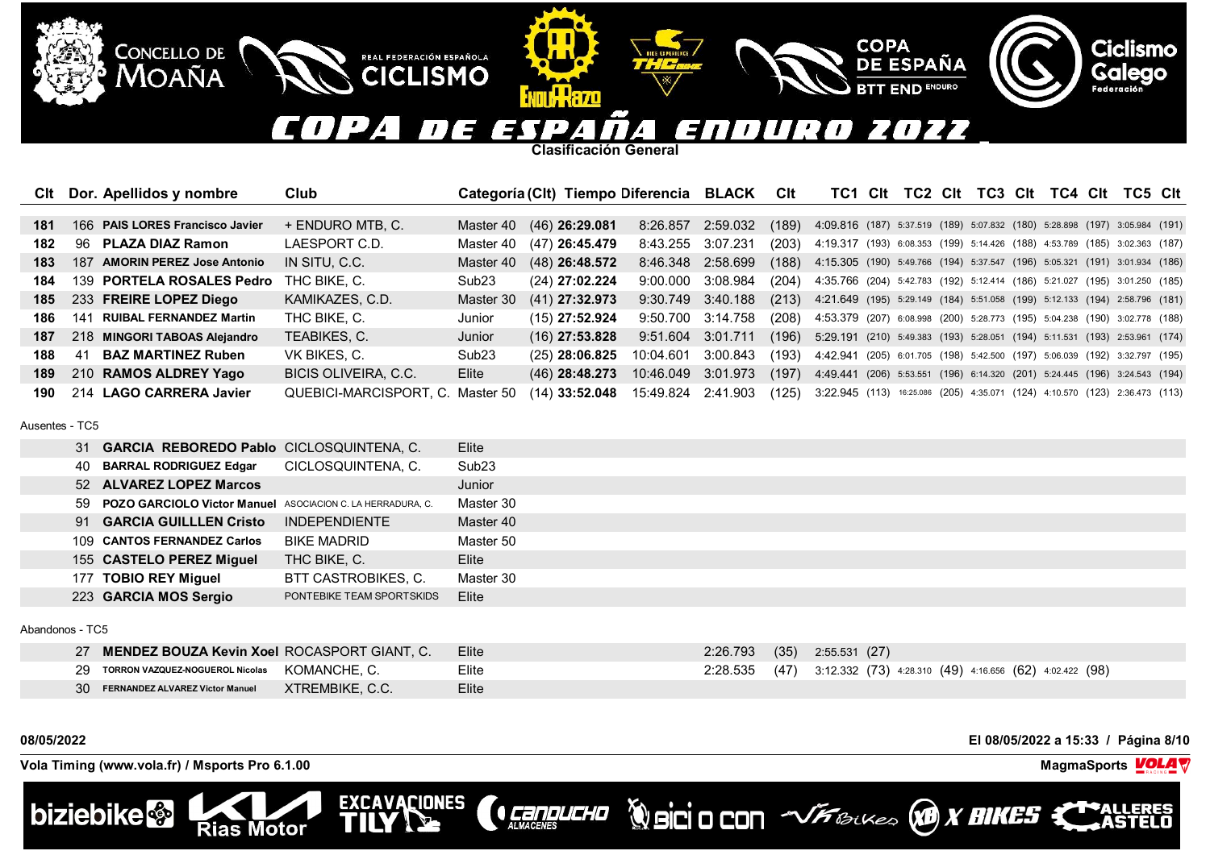# COPA DE ESPAÑA ENDURO 2022

Clasificación General

| Clt | Dor. | Apellidos y nombre | Club | Categoría | (Clt) | Tiempo | Diferencia | BLACK | Clt | TC1 | Clt | TC2 | Clt | TC3 | Clt | TC4 | Clt | TC5 | Clt |
|---|---|---|---|---|---|---|---|---|---|---|---|---|---|---|---|---|---|---|---|
| 181 | 166 | **PAIS LORES Francisco Javier** | + ENDURO MTB, C. | Master 40 | (46) | **26:29.081** | 8:26.857 | 2:59.032 | (189) | 4:09.816 | (187) | 5:37.519 | (189) | 5:07.832 | (180) | 5:28.898 | (197) | 3:05.984 | (191) |
| 182 | 96 | **PLAZA DIAZ Ramon** | LAESPORT C.D. | Master 40 | (47) | **26:45.479** | 8:43.255 | 3:07.231 | (203) | 4:19.317 | (193) | 6:08.353 | (199) | 5:14.426 | (188) | 4:53.789 | (185) | 3:02.363 | (187) |
| 183 | 187 | **AMORIN PEREZ Jose Antonio** | IN SITU, C.C. | Master 40 | (48) | **26:48.572** | 8:46.348 | 2:58.699 | (188) | 4:15.305 | (190) | 5:49.766 | (194) | 5:37.547 | (196) | 5:05.321 | (191) | 3:01.934 | (186) |
| 184 | 139 | **PORTELA ROSALES Pedro** | THC BIKE, C. | Sub23 | (24) | **27:02.224** | 9:00.000 | 3:08.984 | (204) | 4:35.766 | (204) | 5:42.783 | (192) | 5:12.414 | (186) | 5:21.027 | (195) | 3:01.250 | (185) |
| 185 | 233 | **FREIRE LOPEZ Diego** | KAMIKAZES, C.D. | Master 30 | (41) | **27:32.973** | 9:30.749 | 3:40.188 | (213) | 4:21.649 | (195) | 5:29.149 | (184) | 5:51.058 | (199) | 5:12.133 | (194) | 2:58.796 | (181) |
| 186 | 141 | **RUIBAL FERNANDEZ Martin** | THC BIKE, C. | Junior | (15) | **27:52.924** | 9:50.700 | 3:14.758 | (208) | 4:53.379 | (207) | 6:08.998 | (200) | 5:28.773 | (195) | 5:04.238 | (190) | 3:02.778 | (188) |
| 187 | 218 | **MINGORI TABOAS Alejandro** | TEABIKES, C. | Junior | (16) | **27:53.828** | 9:51.604 | 3:01.711 | (196) | 5:29.191 | (210) | 5:49.383 | (193) | 5:28.051 | (194) | 5:11.531 | (193) | 2:53.961 | (174) |
| 188 | 41 | **BAZ MARTINEZ Ruben** | VK BIKES, C. | Sub23 | (25) | **28:06.825** | 10:04.601 | 3:00.843 | (193) | 4:42.941 | (205) | 6:01.705 | (198) | 5:42.500 | (197) | 5:06.039 | (192) | 3:32.797 | (195) |
| 189 | 210 | **RAMOS ALDREY Yago** | BICIS OLIVEIRA, C.C. | Elite | (46) | **28:48.273** | 10:46.049 | 3:01.973 | (197) | 4:49.441 | (206) | 5:53.551 | (196) | 6:14.320 | (201) | 5:24.445 | (196) | 3:24.543 | (194) |
| 190 | 214 | **LAGO CARRERA Javier** | QUEBICI-MARCISPORT, C. | Master 50 | (14) | **33:52.048** | 15:49.824 | 2:41.903 | (125) | 3:22.945 | (113) | 16:25.086 | (205) | 4:35.071 | (124) | 4:10.570 | (123) | 2:36.473 | (113) |

Ausentes - TC5

| Dor. | Apellidos y nombre | Club | Categoría |
|---|---|---|---|
| 31 | **GARCIA REBOREDO Pablo** | CICLOSQUINTENA, C. | Elite |
| 40 | **BARRAL RODRIGUEZ Edgar** | CICLOSQUINTENA, C. | Sub23 |
| 52 | **ALVAREZ LOPEZ Marcos** | | Junior |
| 59 | **POZO GARCIOLO Victor Manuel** | ASOCIACION C. LA HERRADURA, C. | Master 30 |
| 91 | **GARCIA GUILLLEN Cristo** | INDEPENDIENTE | Master 40 |
| 109 | **CANTOS FERNANDEZ Carlos** | BIKE MADRID | Master 50 |
| 155 | **CASTELO PEREZ Miguel** | THC BIKE, C. | Elite |
| 177 | **TOBIO REY Miguel** | BTT CASTROBIKES, C. | Master 30 |
| 223 | **GARCIA MOS Sergio** | PONTEBIKE TEAM SPORTSKIDS | Elite |

Abandonos - TC5

| Dor. | Apellidos y nombre | Club | Categoría | BLACK | Clt | TC1 | Clt | TC2 | Clt | TC3 | Clt | TC4 | Clt |
|---|---|---|---|---|---|---|---|---|---|---|---|---|---|
| 27 | **MENDEZ BOUZA Kevin Xoel** | ROCASPORT GIANT, C. | Elite | 2:26.793 | (35) | 2:55.531 | (27) | | | | | | |
| 29 | **TORRON VAZQUEZ-NOGUEROL Nicolas** | KOMANCHE, C. | Elite | 2:28.535 | (47) | 3:12.332 | (73) | 4:28.310 | (49) | 4:16.656 | (62) | 4:02.422 | (98) |
| 30 | **FERNANDEZ ALVAREZ Victor Manuel** | XTREMBIKE, C.C. | Elite | | | | | | | | | | |

08/05/2022 — El 08/05/2022 a 15:33

Vola Timing (www.vola.fr) / Msports Pro 6.1.00 — MagmaSports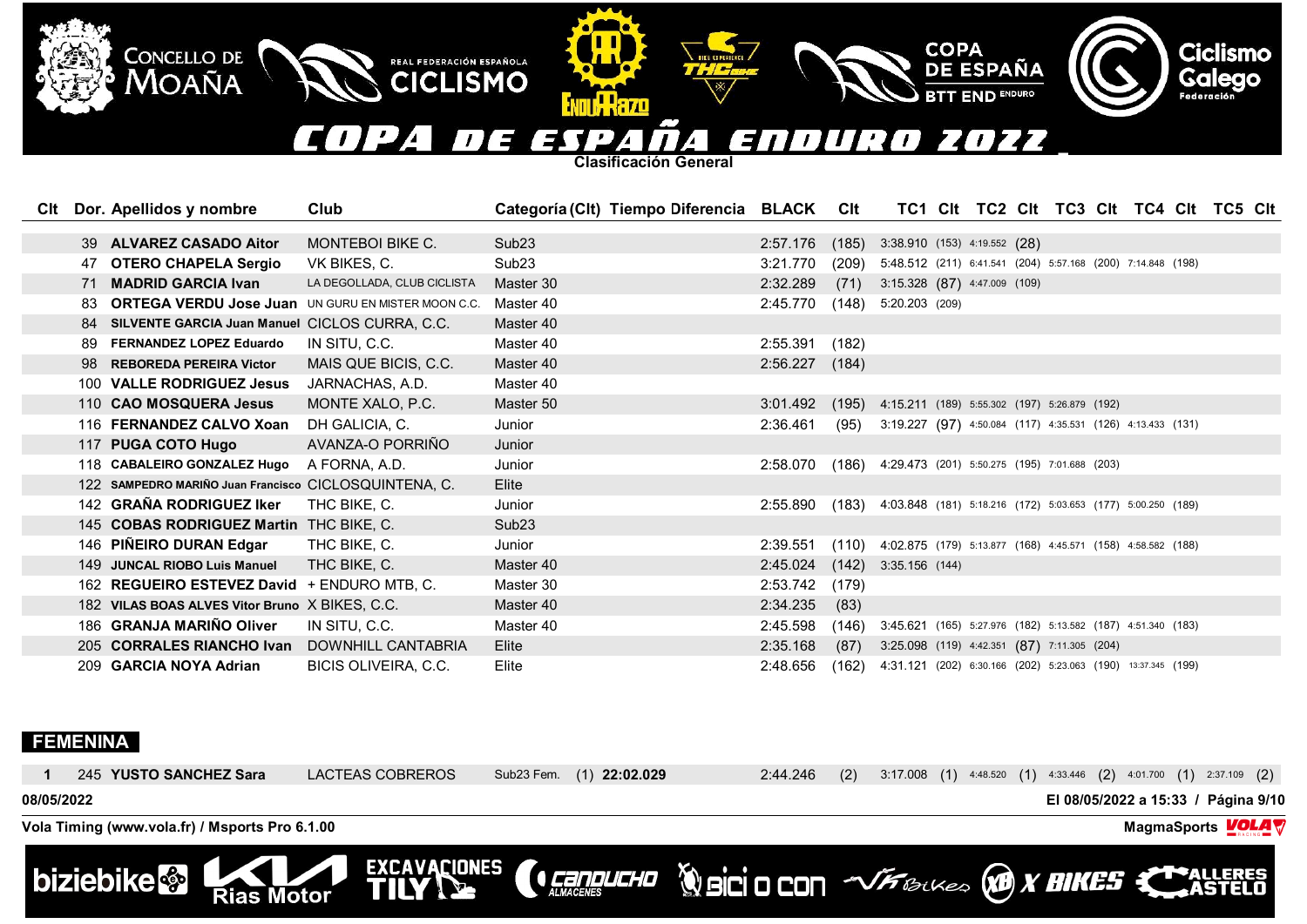# COPA DE ESPAÑA ENDURO 2022

**Clasificación General**

| Clt | Dor. | Apellidos y nombre | Club | Categoría (Clt) | Tiempo | Diferencia | BLACK | Clt | TC1 | Clt | TC2 | Clt | TC3 | Clt | TC4 | Clt | TC5 | Clt |
|---|---|---|---|---|---|---|---|---|---|---|---|---|---|---|---|---|---|---|
| | 39 | **ALVAREZ CASADO Aitor** | MONTEBOI BIKE C. | Sub23 | | | 2:57.176 | (185) | 3:38.910 | (153) | 4:19.552 | (28) | | | | | | |
| | 47 | **OTERO CHAPELA Sergio** | VK BIKES, C. | Sub23 | | | 3:21.770 | (209) | 5:48.512 | (211) | 6:41.541 | (204) | 5:57.168 | (200) | 7:14.848 | (198) | | |
| | 71 | **MADRID GARCIA Ivan** | LA DEGOLLADA, CLUB CICLISTA | Master 30 | | | 2:32.289 | (71) | 3:15.328 | (87) | 4:47.009 | (109) | | | | | | |
| | 83 | **ORTEGA VERDU Jose Juan** | UN GURU EN MISTER MOON C.C. | Master 40 | | | 2:45.770 | (148) | 5:20.203 | (209) | | | | | | | | |
| | 84 | **SILVENTE GARCIA Juan Manuel** | CICLOS CURRA, C.C. | Master 40 | | | | | | | | | | | | | | |
| | 89 | **FERNANDEZ LOPEZ Eduardo** | IN SITU, C.C. | Master 40 | | | 2:55.391 | (182) | | | | | | | | | | |
| | 98 | **REBOREDA PEREIRA Victor** | MAIS QUE BICIS, C.C. | Master 40 | | | 2:56.227 | (184) | | | | | | | | | | |
| | 100 | **VALLE RODRIGUEZ Jesus** | JARNACHAS, A.D. | Master 40 | | | | | | | | | | | | | | |
| | 110 | **CAO MOSQUERA Jesus** | MONTE XALO, P.C. | Master 50 | | | 3:01.492 | (195) | 4:15.211 | (189) | 5:55.302 | (197) | 5:26.879 | (192) | | | | |
| | 116 | **FERNANDEZ CALVO Xoan** | DH GALICIA, C. | Junior | | | 2:36.461 | (95) | 3:19.227 | (97) | 4:50.084 | (117) | 4:35.531 | (126) | 4:13.433 | (131) | | |
| | 117 | **PUGA COTO Hugo** | AVANZA-O PORRIÑO | Junior | | | | | | | | | | | | | | |
| | 118 | **CABALEIRO GONZALEZ Hugo** | A FORNA, A.D. | Junior | | | 2:58.070 | (186) | 4:29.473 | (201) | 5:50.275 | (195) | 7:01.688 | (203) | | | | |
| | 122 | **SAMPEDRO MARIÑO Juan Francisco** | CICLOSQUINTENA, C. | Elite | | | | | | | | | | | | | | |
| | 142 | **GRAÑA RODRIGUEZ Iker** | THC BIKE, C. | Junior | | | 2:55.890 | (183) | 4:03.848 | (181) | 5:18.216 | (172) | 5:03.653 | (177) | 5:00.250 | (189) | | |
| | 145 | **COBAS RODRIGUEZ Martin** | THC BIKE, C. | Sub23 | | | | | | | | | | | | | | |
| | 146 | **PIÑEIRO DURAN Edgar** | THC BIKE, C. | Junior | | | 2:39.551 | (110) | 4:02.875 | (179) | 5:13.877 | (168) | 4:45.571 | (158) | 4:58.582 | (188) | | |
| | 149 | **JUNCAL RIOBO Luis Manuel** | THC BIKE, C. | Master 40 | | | 2:45.024 | (142) | 3:35.156 | (144) | | | | | | | | |
| | 162 | **REGUEIRO ESTEVEZ David** | + ENDURO MTB, C. | Master 30 | | | 2:53.742 | (179) | | | | | | | | | | |
| | 182 | **VILAS BOAS ALVES Vitor Bruno** | X BIKES, C.C. | Master 40 | | | 2:34.235 | (83) | | | | | | | | | | |
| | 186 | **GRANJA MARIÑO Oliver** | IN SITU, C.C. | Master 40 | | | 2:45.598 | (146) | 3:45.621 | (165) | 5:27.976 | (182) | 5:13.582 | (187) | 4:51.340 | (183) | | |
| | 205 | **CORRALES RIANCHO Ivan** | DOWNHILL CANTABRIA | Elite | | | 2:35.168 | (87) | 3:25.098 | (119) | 4:42.351 | (87) | 7:11.305 | (204) | | | | |
| | 209 | **GARCIA NOYA Adrian** | BICIS OLIVEIRA, C.C. | Elite | | | 2:48.656 | (162) | 4:31.121 | (202) | 6:30.166 | (202) | 5:23.063 | (190) | 13:37.345 | (199) | | |

## FEMENINA

| Clt | Dor. | Apellidos y nombre | Club | Categoría (Clt) | Tiempo | Diferencia | BLACK | Clt | TC1 | Clt | TC2 | Clt | TC3 | Clt | TC4 | Clt | TC5 | Clt |
|---|---|---|---|---|---|---|---|---|---|---|---|---|---|---|---|---|---|---|
| **1** | 245 | **YUSTO SANCHEZ Sara** | LACTEAS COBREROS | Sub23 Fem. (1) | **22:02.029** | | 2:44.246 | (2) | 3:17.008 | (1) | 4:48.520 | (1) | 4:33.446 | (2) | 4:01.700 | (1) | 2:37.109 | (2) |

08/05/2022 — El 08/05/2022 a 15:33 / Página 9/10

Vola Timing (www.vola.fr) / Msports Pro 6.1.00 — MagmaSports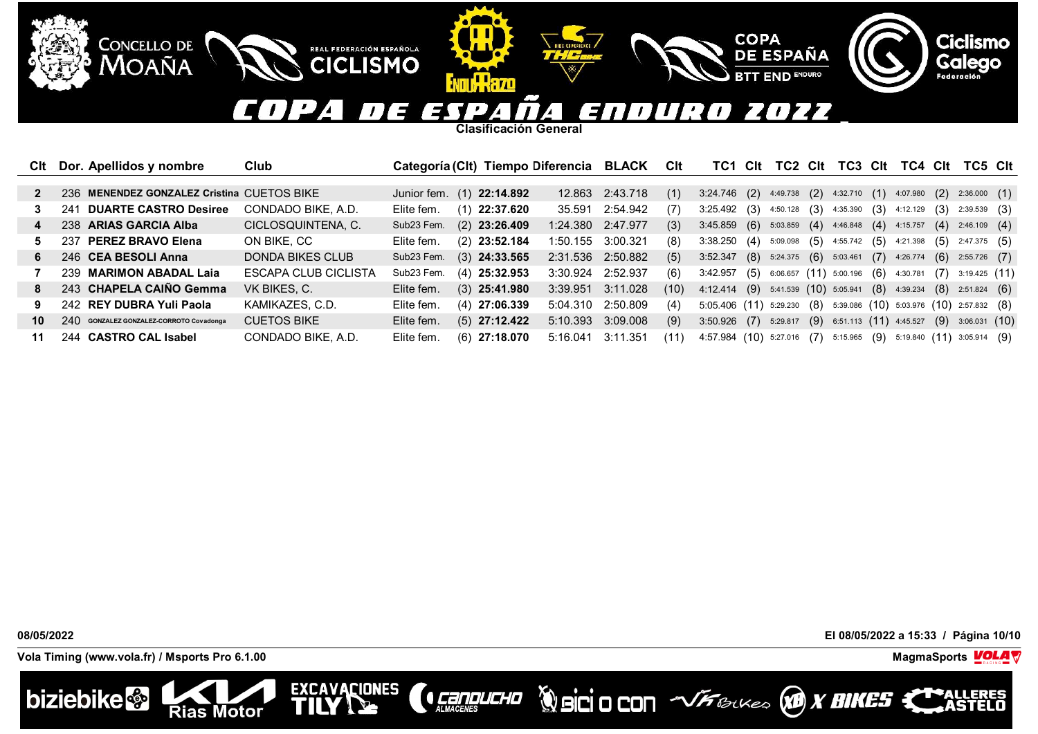# COPA DE ESPAÑA ENDURO 2022

## Clasificación General

| Clt | Dor. | Apellidos y nombre | Club | Categoría | (Clt) | Tiempo | Diferencia | BLACK | Clt | TC1 | Clt | TC2 | Clt | TC3 | Clt | TC4 | Clt | TC5 | Clt |
|---|---|---|---|---|---|---|---|---|---|---|---|---|---|---|---|---|---|---|---|
| 2 | 236 | **MENENDEZ GONZALEZ Cristina** | CUETOS BIKE | Junior fem. | (1) | **22:14.892** | 12.863 | 2:43.718 | (1) | 3:24.746 | (2) | 4:49.738 | (2) | 4:32.710 | (1) | 4:07.980 | (2) | 2:36.000 | (1) |
| 3 | 241 | **DUARTE CASTRO Desiree** | CONDADO BIKE, A.D. | Elite fem. | (1) | **22:37.620** | 35.591 | 2:54.942 | (7) | 3:25.492 | (3) | 4:50.128 | (3) | 4:35.390 | (3) | 4:12.129 | (3) | 2:39.539 | (3) |
| 4 | 238 | **ARIAS GARCIA Alba** | CICLOSQUINTENA, C. | Sub23 Fem. | (2) | **23:26.409** | 1:24.380 | 2:47.977 | (3) | 3:45.859 | (6) | 5:03.859 | (4) | 4:46.848 | (4) | 4:15.757 | (4) | 2:46.109 | (4) |
| 5 | 237 | **PEREZ BRAVO Elena** | ON BIKE, CC | Elite fem. | (2) | **23:52.184** | 1:50.155 | 3:00.321 | (8) | 3:38.250 | (4) | 5:09.098 | (5) | 4:55.742 | (5) | 4:21.398 | (5) | 2:47.375 | (5) |
| 6 | 246 | **CEA BESOLI Anna** | DONDA BIKES CLUB | Sub23 Fem. | (3) | **24:33.565** | 2:31.536 | 2:50.882 | (5) | 3:52.347 | (8) | 5:24.375 | (6) | 5:03.461 | (7) | 4:26.774 | (6) | 2:55.726 | (7) |
| 7 | 239 | **MARIMON ABADAL Laia** | ESCAPA CLUB CICLISTA | Sub23 Fem. | (4) | **25:32.953** | 3:30.924 | 2:52.937 | (6) | 3:42.957 | (5) | 6:06.657 | (11) | 5:00.196 | (6) | 4:30.781 | (7) | 3:19.425 | (11) |
| 8 | 243 | **CHAPELA CAIÑO Gemma** | VK BIKES, C. | Elite fem. | (3) | **25:41.980** | 3:39.951 | 3:11.028 | (10) | 4:12.414 | (9) | 5:41.539 | (10) | 5:05.941 | (8) | 4:39.234 | (8) | 2:51.824 | (6) |
| 9 | 242 | **REY DUBRA Yuli Paola** | KAMIKAZES, C.D. | Elite fem. | (4) | **27:06.339** | 5:04.310 | 2:50.809 | (4) | 5:05.406 | (11) | 5:29.230 | (8) | 5:39.086 | (10) | 5:03.976 | (10) | 2:57.832 | (8) |
| 10 | 240 | **GONZALEZ GONZALEZ-CORROTO Covadonga** | CUETOS BIKE | Elite fem. | (5) | **27:12.422** | 5:10.393 | 3:09.008 | (9) | 3:50.926 | (7) | 5:29.817 | (9) | 6:51.113 | (11) | 4:45.527 | (9) | 3:06.031 | (10) |
| 11 | 244 | **CASTRO CAL Isabel** | CONDADO BIKE, A.D. | Elite fem. | (6) | **27:18.070** | 5:16.041 | 3:11.351 | (11) | 4:57.984 | (10) | 5:27.016 | (7) | 5:15.965 | (9) | 5:19.840 | (11) | 3:05.914 | (9) |

08/05/2022

El 08/05/2022 a 15:33 / Página 10/10

Vola Timing (www.vola.fr) / Msports Pro 6.1.00

MagmaSports